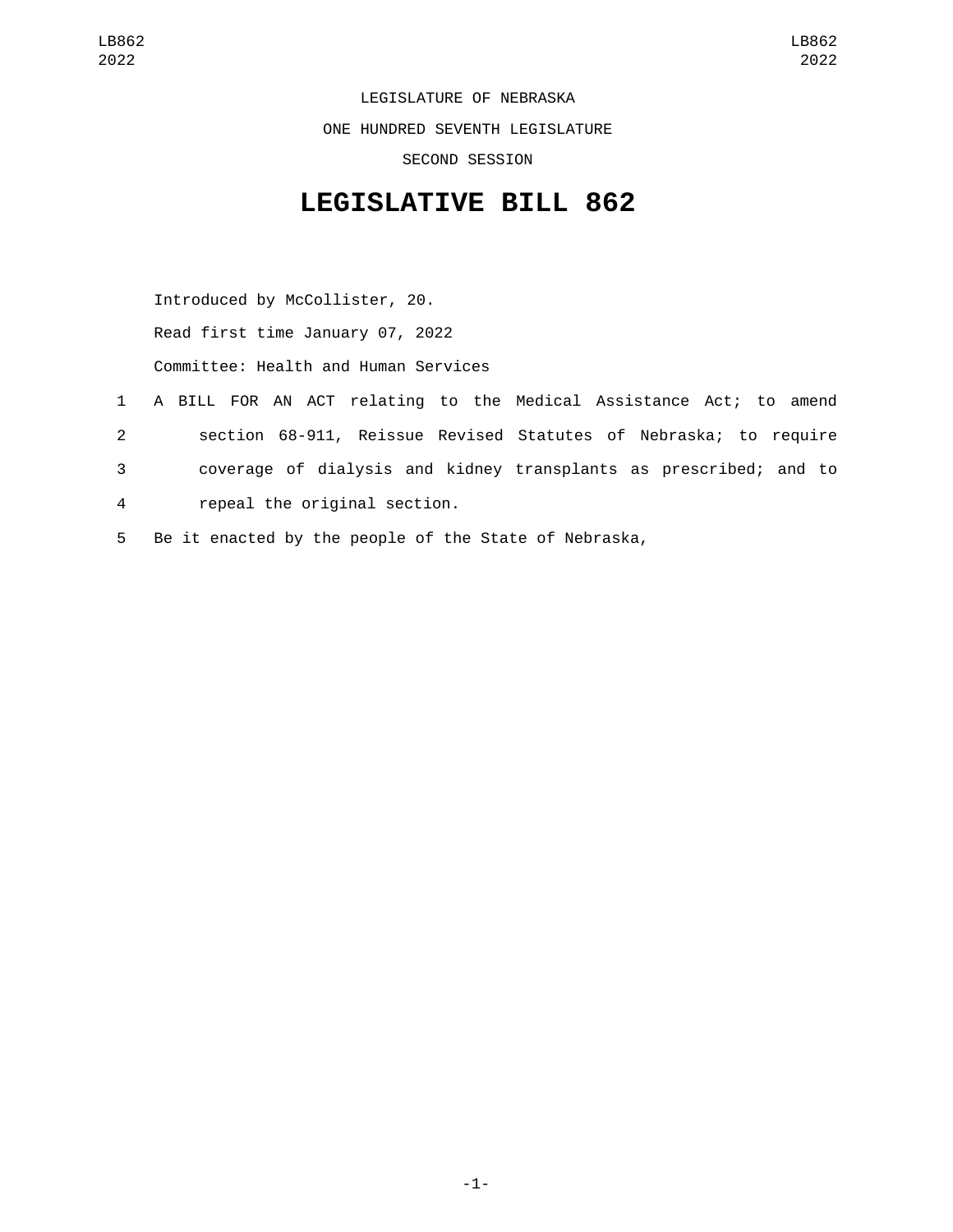LEGISLATURE OF NEBRASKA

ONE HUNDRED SEVENTH LEGISLATURE

SECOND SESSION

# LEGISLATIVE BILL 862

Introduced by McCollister, 20.

Read first time January 07, 2022

Committee: Health and Human Services

1 A BILL FOR AN ACT relating to the Medical Assistance Act; to amend
2 section 68-911, Reissue Revised Statutes of Nebraska; to require
3 coverage of dialysis and kidney transplants as prescribed; and to
4 repeal the original section.

5 Be it enacted by the people of the State of Nebraska,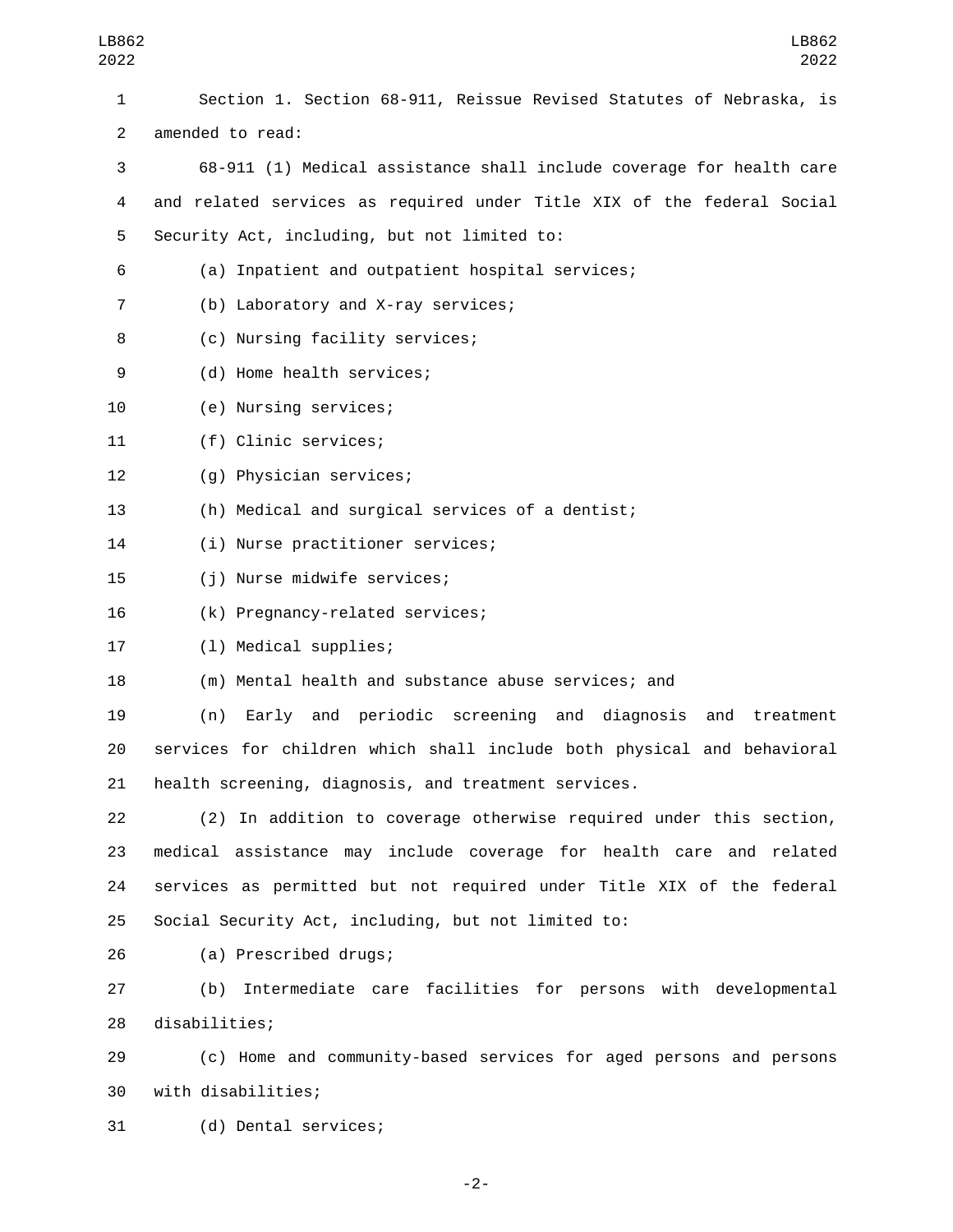Section 1. Section 68-911, Reissue Revised Statutes of Nebraska, is amended to read:

68-911 (1) Medical assistance shall include coverage for health care and related services as required under Title XIX of the federal Social Security Act, including, but not limited to:

(a) Inpatient and outpatient hospital services;

(b) Laboratory and X-ray services;

(c) Nursing facility services;

(d) Home health services;

(e) Nursing services;

(f) Clinic services;

(g) Physician services;

(h) Medical and surgical services of a dentist;

(i) Nurse practitioner services;

(j) Nurse midwife services;

(k) Pregnancy-related services;

(l) Medical supplies;

(m) Mental health and substance abuse services; and

(n) Early and periodic screening and diagnosis and treatment services for children which shall include both physical and behavioral health screening, diagnosis, and treatment services.

(2) In addition to coverage otherwise required under this section, medical assistance may include coverage for health care and related services as permitted but not required under Title XIX of the federal Social Security Act, including, but not limited to:

(a) Prescribed drugs;

(b) Intermediate care facilities for persons with developmental disabilities;

(c) Home and community-based services for aged persons and persons with disabilities;

(d) Dental services;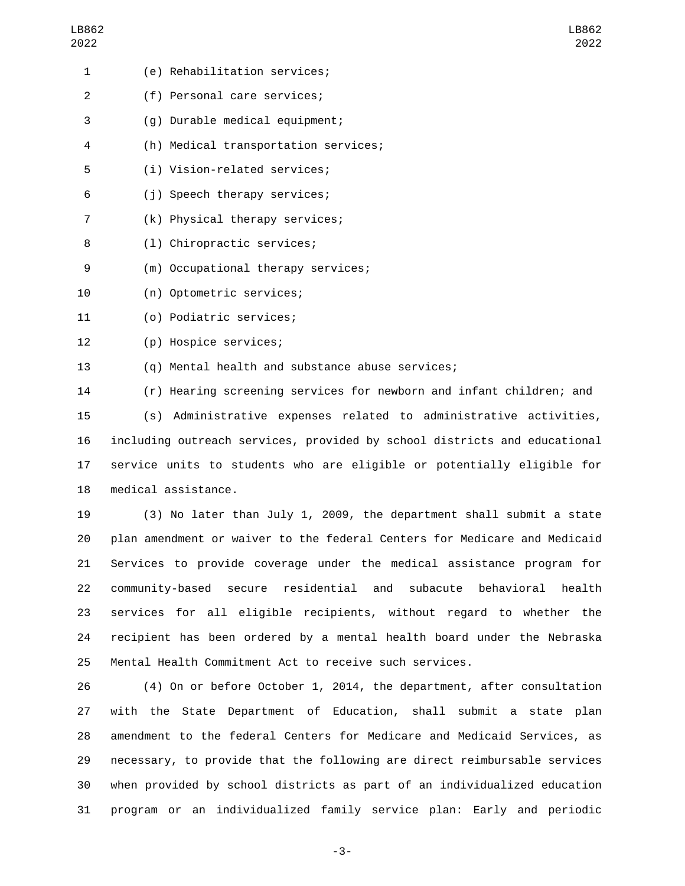(e) Rehabilitation services;

(f) Personal care services;

(g) Durable medical equipment;

(h) Medical transportation services;

(i) Vision-related services;

(j) Speech therapy services;

(k) Physical therapy services;

(l) Chiropractic services;

(m) Occupational therapy services;

(n) Optometric services;

(o) Podiatric services;

(p) Hospice services;

(q) Mental health and substance abuse services;

(r) Hearing screening services for newborn and infant children; and

(s) Administrative expenses related to administrative activities, including outreach services, provided by school districts and educational service units to students who are eligible or potentially eligible for medical assistance.

(3) No later than July 1, 2009, the department shall submit a state plan amendment or waiver to the federal Centers for Medicare and Medicaid Services to provide coverage under the medical assistance program for community-based secure residential and subacute behavioral health services for all eligible recipients, without regard to whether the recipient has been ordered by a mental health board under the Nebraska Mental Health Commitment Act to receive such services.

(4) On or before October 1, 2014, the department, after consultation with the State Department of Education, shall submit a state plan amendment to the federal Centers for Medicare and Medicaid Services, as necessary, to provide that the following are direct reimbursable services when provided by school districts as part of an individualized education program or an individualized family service plan: Early and periodic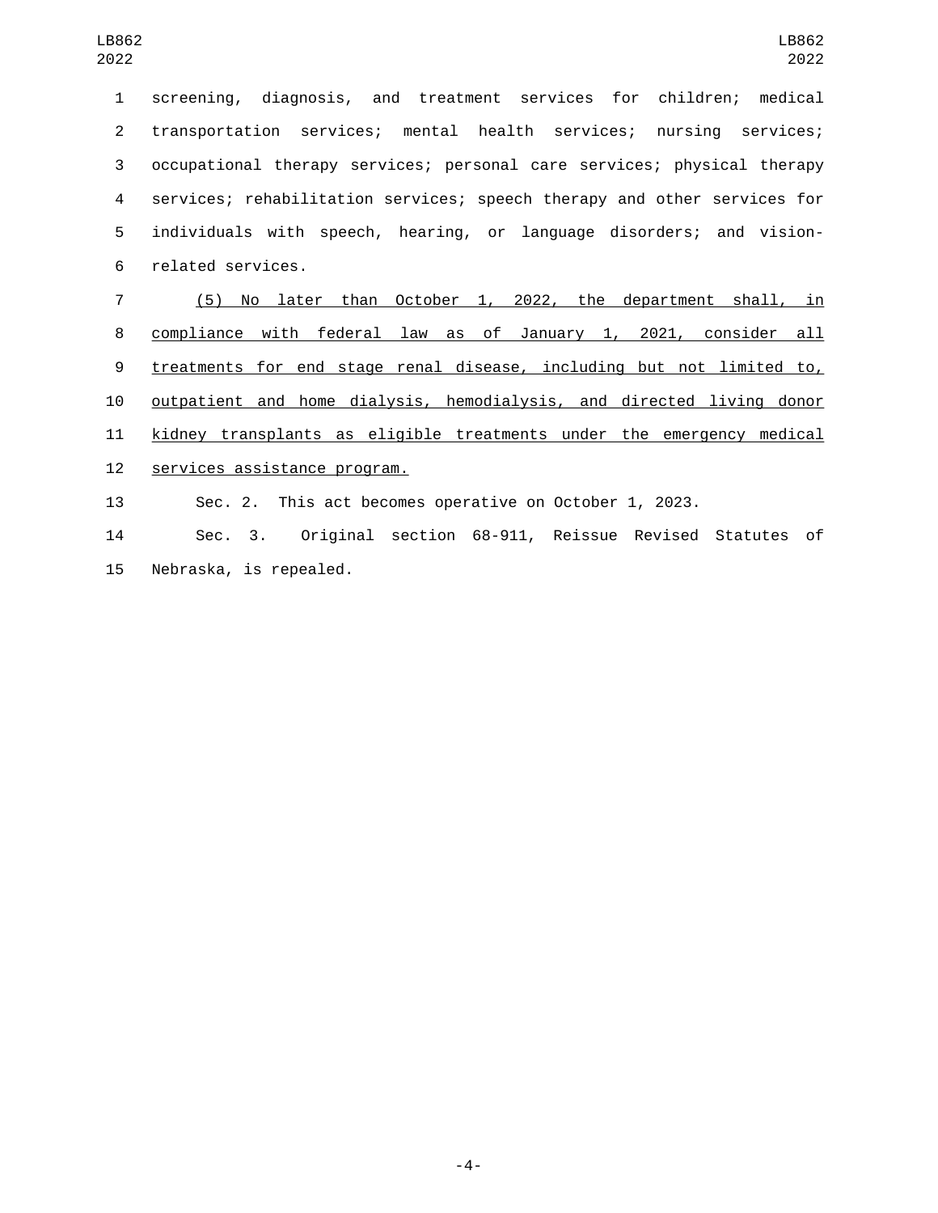screening, diagnosis, and treatment services for children; medical transportation services; mental health services; nursing services; occupational therapy services; personal care services; physical therapy services; rehabilitation services; speech therapy and other services for individuals with speech, hearing, or language disorders; and vision-related services.

(5) No later than October 1, 2022, the department shall, in compliance with federal law as of January 1, 2021, consider all treatments for end stage renal disease, including but not limited to, outpatient and home dialysis, hemodialysis, and directed living donor kidney transplants as eligible treatments under the emergency medical services assistance program.

Sec. 2. This act becomes operative on October 1, 2023.

Sec. 3. Original section 68-911, Reissue Revised Statutes of Nebraska, is repealed.